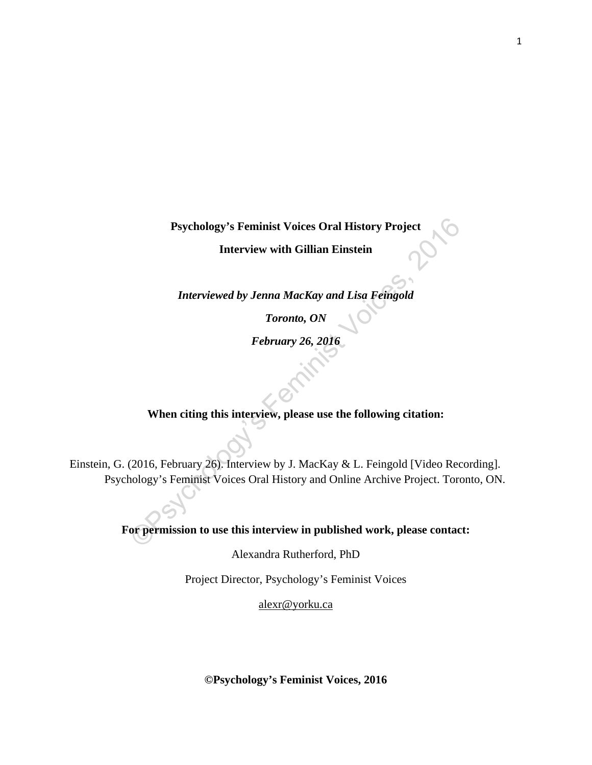**Psychology's Feminist Voices Oral History Project**

**Interview with Gillian Einstein**

***Interviewed by Jenna MacKay and Lisa Feingold***

***Toronto, ON***

***February 26, 2016***

**When citing this interview, please use the following citation:**

Einstein, G. (2016, February 26). Interview by J. MacKay & L. Feingold [Video Recording]. Psychology's Feminist Voices Oral History and Online Archive Project. Toronto, ON.

**For permission to use this interview in published work, please contact:**

Alexandra Rutherford, PhD

Project Director, Psychology's Feminist Voices

alexr@yorku.ca

**©Psychology's Feminist Voices, 2016**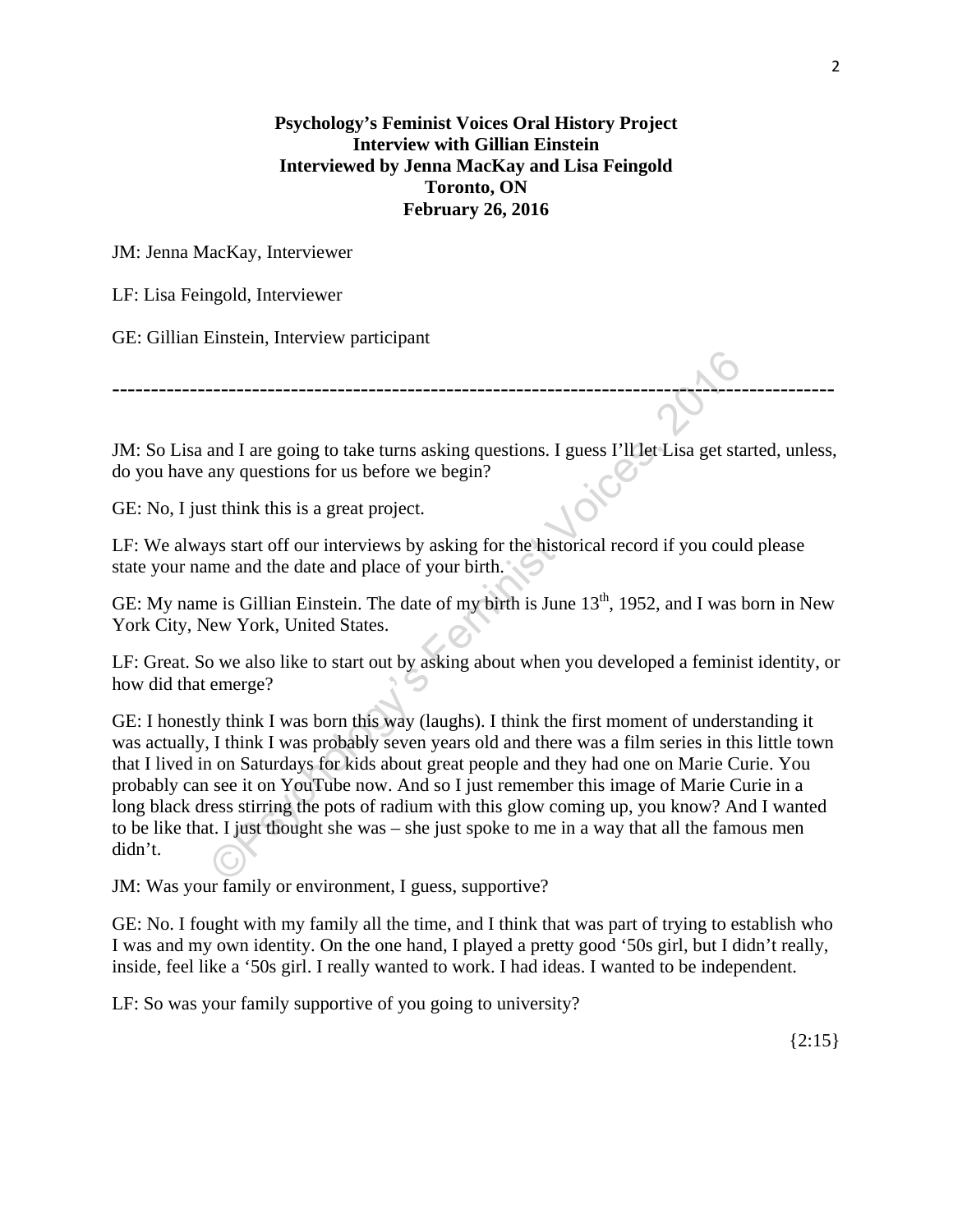**Psychology's Feminist Voices Oral History Project**
**Interview with Gillian Einstein**
**Interviewed by Jenna MacKay and Lisa Feingold**
**Toronto, ON**
**February 26, 2016**

JM: Jenna MacKay, Interviewer

LF: Lisa Feingold, Interviewer

GE: Gillian Einstein, Interview participant

---

JM: So Lisa and I are going to take turns asking questions. I guess I'll let Lisa get started, unless, do you have any questions for us before we begin?

GE: No, I just think this is a great project.

LF: We always start off our interviews by asking for the historical record if you could please state your name and the date and place of your birth.

GE: My name is Gillian Einstein. The date of my birth is June 13th, 1952, and I was born in New York City, New York, United States.

LF: Great. So we also like to start out by asking about when you developed a feminist identity, or how did that emerge?

GE: I honestly think I was born this way (laughs). I think the first moment of understanding it was actually, I think I was probably seven years old and there was a film series in this little town that I lived in on Saturdays for kids about great people and they had one on Marie Curie. You probably can see it on YouTube now. And so I just remember this image of Marie Curie in a long black dress stirring the pots of radium with this glow coming up, you know? And I wanted to be like that. I just thought she was – she just spoke to me in a way that all the famous men didn't.

JM: Was your family or environment, I guess, supportive?

GE: No. I fought with my family all the time, and I think that was part of trying to establish who I was and my own identity. On the one hand, I played a pretty good '50s girl, but I didn't really, inside, feel like a '50s girl. I really wanted to work. I had ideas. I wanted to be independent.

LF: So was your family supportive of you going to university?

{2:15}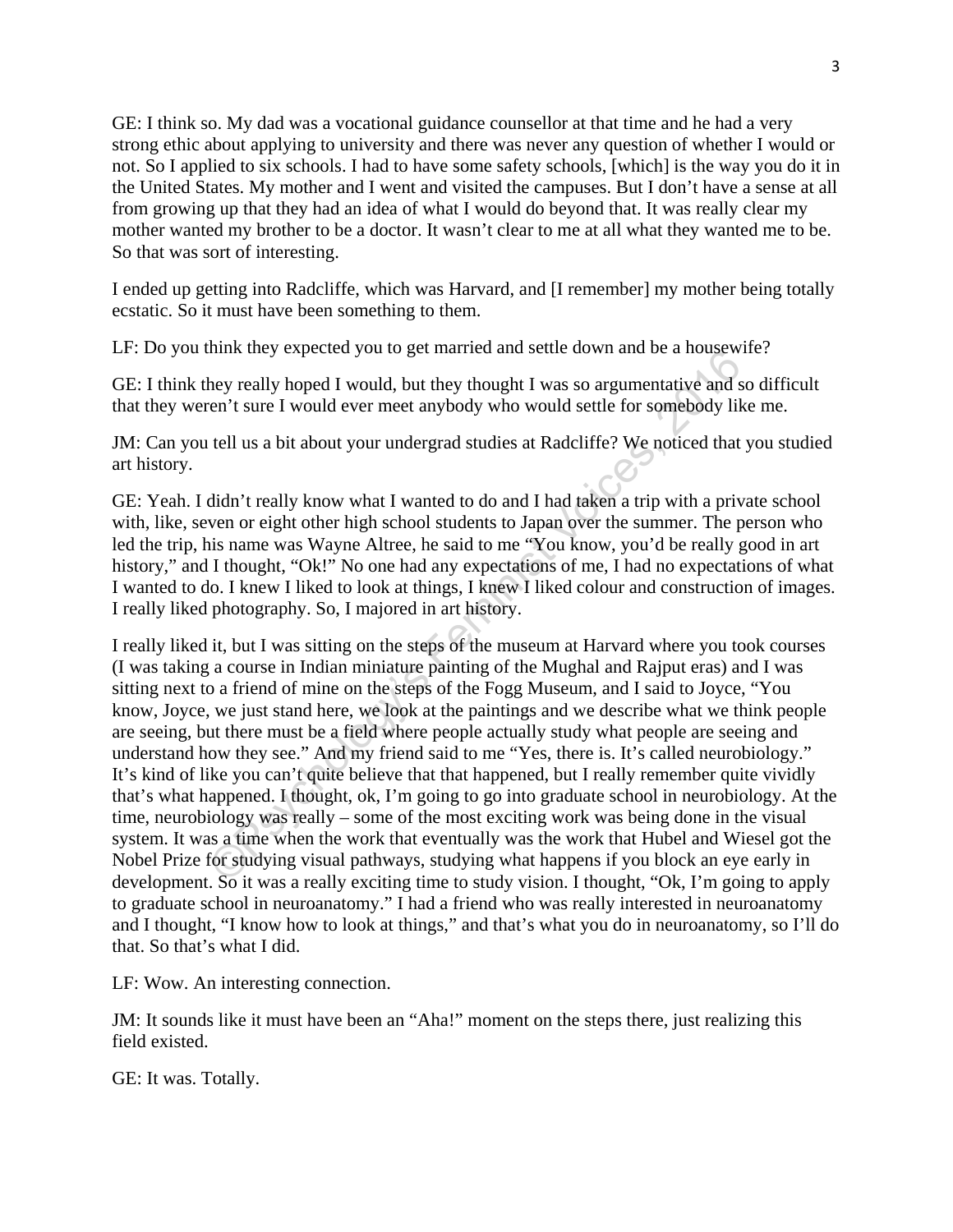GE: I think so. My dad was a vocational guidance counsellor at that time and he had a very strong ethic about applying to university and there was never any question of whether I would or not. So I applied to six schools. I had to have some safety schools, [which] is the way you do it in the United States. My mother and I went and visited the campuses. But I don't have a sense at all from growing up that they had an idea of what I would do beyond that. It was really clear my mother wanted my brother to be a doctor. It wasn't clear to me at all what they wanted me to be. So that was sort of interesting.

I ended up getting into Radcliffe, which was Harvard, and [I remember] my mother being totally ecstatic. So it must have been something to them.

LF: Do you think they expected you to get married and settle down and be a housewife?

GE: I think they really hoped I would, but they thought I was so argumentative and so difficult that they weren't sure I would ever meet anybody who would settle for somebody like me.

JM: Can you tell us a bit about your undergrad studies at Radcliffe? We noticed that you studied art history.

GE: Yeah. I didn't really know what I wanted to do and I had taken a trip with a private school with, like, seven or eight other high school students to Japan over the summer. The person who led the trip, his name was Wayne Altree, he said to me "You know, you'd be really good in art history," and I thought, "Ok!" No one had any expectations of me, I had no expectations of what I wanted to do. I knew I liked to look at things, I knew I liked colour and construction of images. I really liked photography. So, I majored in art history.

I really liked it, but I was sitting on the steps of the museum at Harvard where you took courses (I was taking a course in Indian miniature painting of the Mughal and Rajput eras) and I was sitting next to a friend of mine on the steps of the Fogg Museum, and I said to Joyce, "You know, Joyce, we just stand here, we look at the paintings and we describe what we think people are seeing, but there must be a field where people actually study what people are seeing and understand how they see." And my friend said to me "Yes, there is. It's called neurobiology." It's kind of like you can't quite believe that that happened, but I really remember quite vividly that's what happened. I thought, ok, I'm going to go into graduate school in neurobiology. At the time, neurobiology was really – some of the most exciting work was being done in the visual system. It was a time when the work that eventually was the work that Hubel and Wiesel got the Nobel Prize for studying visual pathways, studying what happens if you block an eye early in development. So it was a really exciting time to study vision. I thought, "Ok, I'm going to apply to graduate school in neuroanatomy." I had a friend who was really interested in neuroanatomy and I thought, "I know how to look at things," and that's what you do in neuroanatomy, so I'll do that. So that's what I did.

LF: Wow. An interesting connection.

JM: It sounds like it must have been an "Aha!" moment on the steps there, just realizing this field existed.

GE: It was. Totally.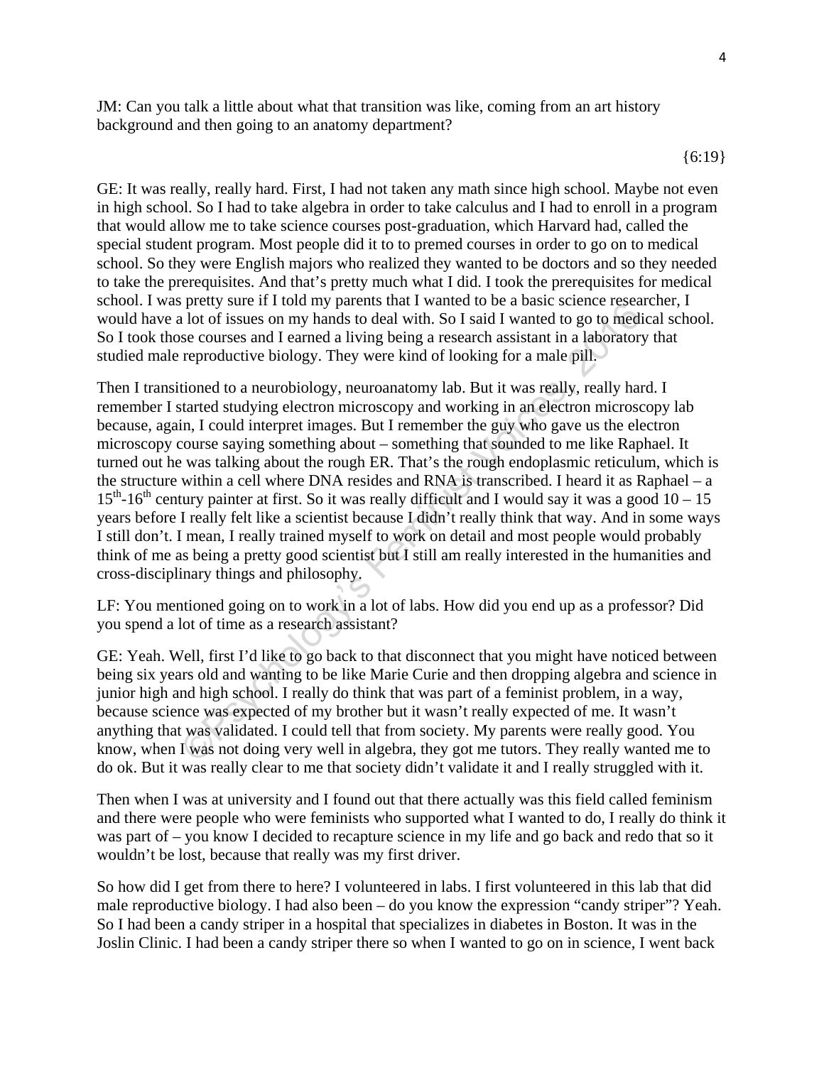JM: Can you talk a little about what that transition was like, coming from an art history background and then going to an anatomy department?

{6:19}

GE: It was really, really hard. First, I had not taken any math since high school. Maybe not even in high school. So I had to take algebra in order to take calculus and I had to enroll in a program that would allow me to take science courses post-graduation, which Harvard had, called the special student program. Most people did it to to premed courses in order to go on to medical school. So they were English majors who realized they wanted to be doctors and so they needed to take the prerequisites. And that's pretty much what I did. I took the prerequisites for medical school. I was pretty sure if I told my parents that I wanted to be a basic science researcher, I would have a lot of issues on my hands to deal with. So I said I wanted to go to medical school. So I took those courses and I earned a living being a research assistant in a laboratory that studied male reproductive biology. They were kind of looking for a male pill.

Then I transitioned to a neurobiology, neuroanatomy lab. But it was really, really hard. I remember I started studying electron microscopy and working in an electron microscopy lab because, again, I could interpret images. But I remember the guy who gave us the electron microscopy course saying something about – something that sounded to me like Raphael. It turned out he was talking about the rough ER. That's the rough endoplasmic reticulum, which is the structure within a cell where DNA resides and RNA is transcribed. I heard it as Raphael – a 15th-16th century painter at first. So it was really difficult and I would say it was a good 10 – 15 years before I really felt like a scientist because I didn't really think that way. And in some ways I still don't. I mean, I really trained myself to work on detail and most people would probably think of me as being a pretty good scientist but I still am really interested in the humanities and cross-disciplinary things and philosophy.

LF: You mentioned going on to work in a lot of labs. How did you end up as a professor? Did you spend a lot of time as a research assistant?

GE: Yeah. Well, first I'd like to go back to that disconnect that you might have noticed between being six years old and wanting to be like Marie Curie and then dropping algebra and science in junior high and high school. I really do think that was part of a feminist problem, in a way, because science was expected of my brother but it wasn't really expected of me. It wasn't anything that was validated. I could tell that from society. My parents were really good. You know, when I was not doing very well in algebra, they got me tutors. They really wanted me to do ok. But it was really clear to me that society didn't validate it and I really struggled with it.

Then when I was at university and I found out that there actually was this field called feminism and there were people who were feminists who supported what I wanted to do, I really do think it was part of – you know I decided to recapture science in my life and go back and redo that so it wouldn't be lost, because that really was my first driver.

So how did I get from there to here? I volunteered in labs. I first volunteered in this lab that did male reproductive biology. I had also been – do you know the expression "candy striper"? Yeah. So I had been a candy striper in a hospital that specializes in diabetes in Boston. It was in the Joslin Clinic. I had been a candy striper there so when I wanted to go on in science, I went back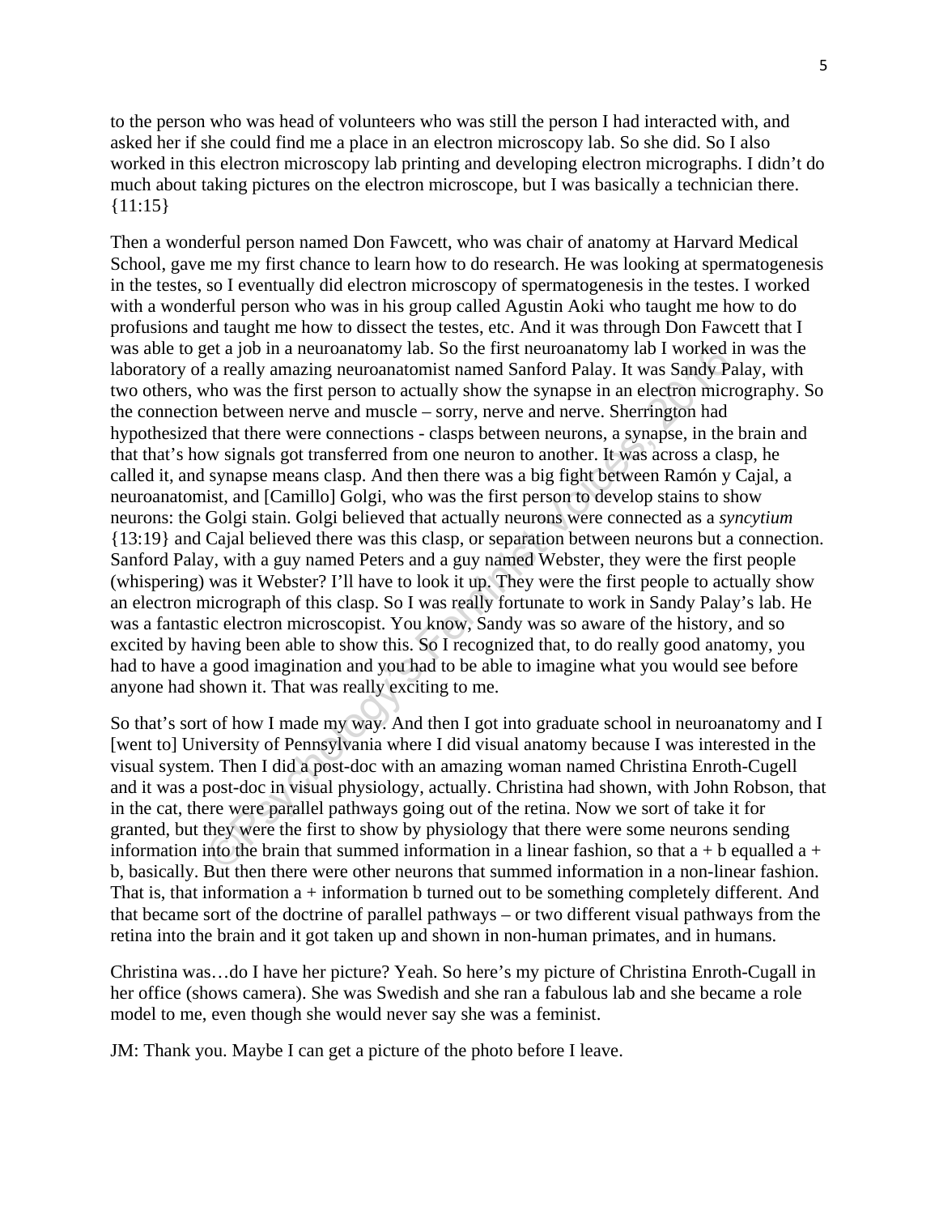to the person who was head of volunteers who was still the person I had interacted with, and asked her if she could find me a place in an electron microscopy lab. So she did. So I also worked in this electron microscopy lab printing and developing electron micrographs. I didn't do much about taking pictures on the electron microscope, but I was basically a technician there. {11:15}

Then a wonderful person named Don Fawcett, who was chair of anatomy at Harvard Medical School, gave me my first chance to learn how to do research. He was looking at spermatogenesis in the testes, so I eventually did electron microscopy of spermatogenesis in the testes. I worked with a wonderful person who was in his group called Agustin Aoki who taught me how to do profusions and taught me how to dissect the testes, etc. And it was through Don Fawcett that I was able to get a job in a neuroanatomy lab. So the first neuroanatomy lab I worked in was the laboratory of a really amazing neuroanatomist named Sanford Palay. It was Sandy Palay, with two others, who was the first person to actually show the synapse in an electron micrography. So the connection between nerve and muscle – sorry, nerve and nerve. Sherrington had hypothesized that there were connections - clasps between neurons, a synapse, in the brain and that that's how signals got transferred from one neuron to another. It was across a clasp, he called it, and synapse means clasp. And then there was a big fight between Ramón y Cajal, a neuroanatomist, and [Camillo] Golgi, who was the first person to develop stains to show neurons: the Golgi stain. Golgi believed that actually neurons were connected as a *syncytium* {13:19} and Cajal believed there was this clasp, or separation between neurons but a connection. Sanford Palay, with a guy named Peters and a guy named Webster, they were the first people (whispering) was it Webster? I'll have to look it up. They were the first people to actually show an electron micrograph of this clasp. So I was really fortunate to work in Sandy Palay's lab. He was a fantastic electron microscopist. You know, Sandy was so aware of the history, and so excited by having been able to show this. So I recognized that, to do really good anatomy, you had to have a good imagination and you had to be able to imagine what you would see before anyone had shown it. That was really exciting to me.

So that's sort of how I made my way. And then I got into graduate school in neuroanatomy and I [went to] University of Pennsylvania where I did visual anatomy because I was interested in the visual system. Then I did a post-doc with an amazing woman named Christina Enroth-Cugell and it was a post-doc in visual physiology, actually. Christina had shown, with John Robson, that in the cat, there were parallel pathways going out of the retina. Now we sort of take it for granted, but they were the first to show by physiology that there were some neurons sending information into the brain that summed information in a linear fashion, so that a + b equalled a + b, basically. But then there were other neurons that summed information in a non-linear fashion. That is, that information a + information b turned out to be something completely different. And that became sort of the doctrine of parallel pathways – or two different visual pathways from the retina into the brain and it got taken up and shown in non-human primates, and in humans.

Christina was…do I have her picture? Yeah. So here's my picture of Christina Enroth-Cugall in her office (shows camera). She was Swedish and she ran a fabulous lab and she became a role model to me, even though she would never say she was a feminist.

JM: Thank you. Maybe I can get a picture of the photo before I leave.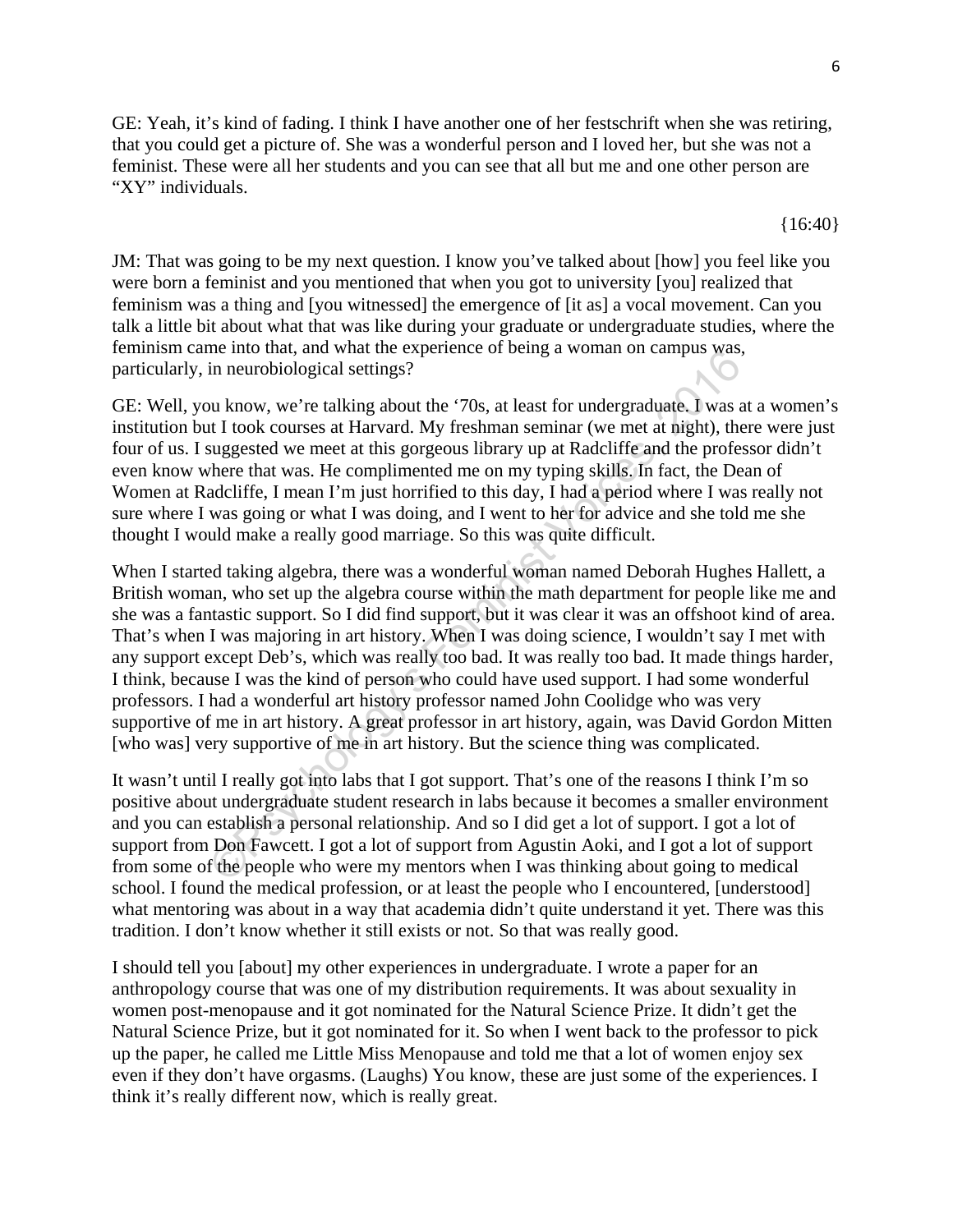GE: Yeah, it's kind of fading. I think I have another one of her festschrift when she was retiring, that you could get a picture of. She was a wonderful person and I loved her, but she was not a feminist. These were all her students and you can see that all but me and one other person are "XY" individuals.

{16:40}

JM: That was going to be my next question. I know you've talked about [how] you feel like you were born a feminist and you mentioned that when you got to university [you] realized that feminism was a thing and [you witnessed] the emergence of [it as] a vocal movement. Can you talk a little bit about what that was like during your graduate or undergraduate studies, where the feminism came into that, and what the experience of being a woman on campus was, particularly, in neurobiological settings?

GE: Well, you know, we're talking about the '70s, at least for undergraduate. I was at a women's institution but I took courses at Harvard. My freshman seminar (we met at night), there were just four of us. I suggested we meet at this gorgeous library up at Radcliffe and the professor didn't even know where that was. He complimented me on my typing skills. In fact, the Dean of Women at Radcliffe, I mean I'm just horrified to this day, I had a period where I was really not sure where I was going or what I was doing, and I went to her for advice and she told me she thought I would make a really good marriage. So this was quite difficult.

When I started taking algebra, there was a wonderful woman named Deborah Hughes Hallett, a British woman, who set up the algebra course within the math department for people like me and she was a fantastic support. So I did find support, but it was clear it was an offshoot kind of area. That's when I was majoring in art history. When I was doing science, I wouldn't say I met with any support except Deb's, which was really too bad. It was really too bad. It made things harder, I think, because I was the kind of person who could have used support. I had some wonderful professors. I had a wonderful art history professor named John Coolidge who was very supportive of me in art history. A great professor in art history, again, was David Gordon Mitten [who was] very supportive of me in art history. But the science thing was complicated.

It wasn't until I really got into labs that I got support. That's one of the reasons I think I'm so positive about undergraduate student research in labs because it becomes a smaller environment and you can establish a personal relationship. And so I did get a lot of support. I got a lot of support from Don Fawcett. I got a lot of support from Agustin Aoki, and I got a lot of support from some of the people who were my mentors when I was thinking about going to medical school. I found the medical profession, or at least the people who I encountered, [understood] what mentoring was about in a way that academia didn't quite understand it yet. There was this tradition. I don't know whether it still exists or not. So that was really good.

I should tell you [about] my other experiences in undergraduate. I wrote a paper for an anthropology course that was one of my distribution requirements. It was about sexuality in women post-menopause and it got nominated for the Natural Science Prize. It didn't get the Natural Science Prize, but it got nominated for it. So when I went back to the professor to pick up the paper, he called me Little Miss Menopause and told me that a lot of women enjoy sex even if they don't have orgasms. (Laughs) You know, these are just some of the experiences. I think it's really different now, which is really great.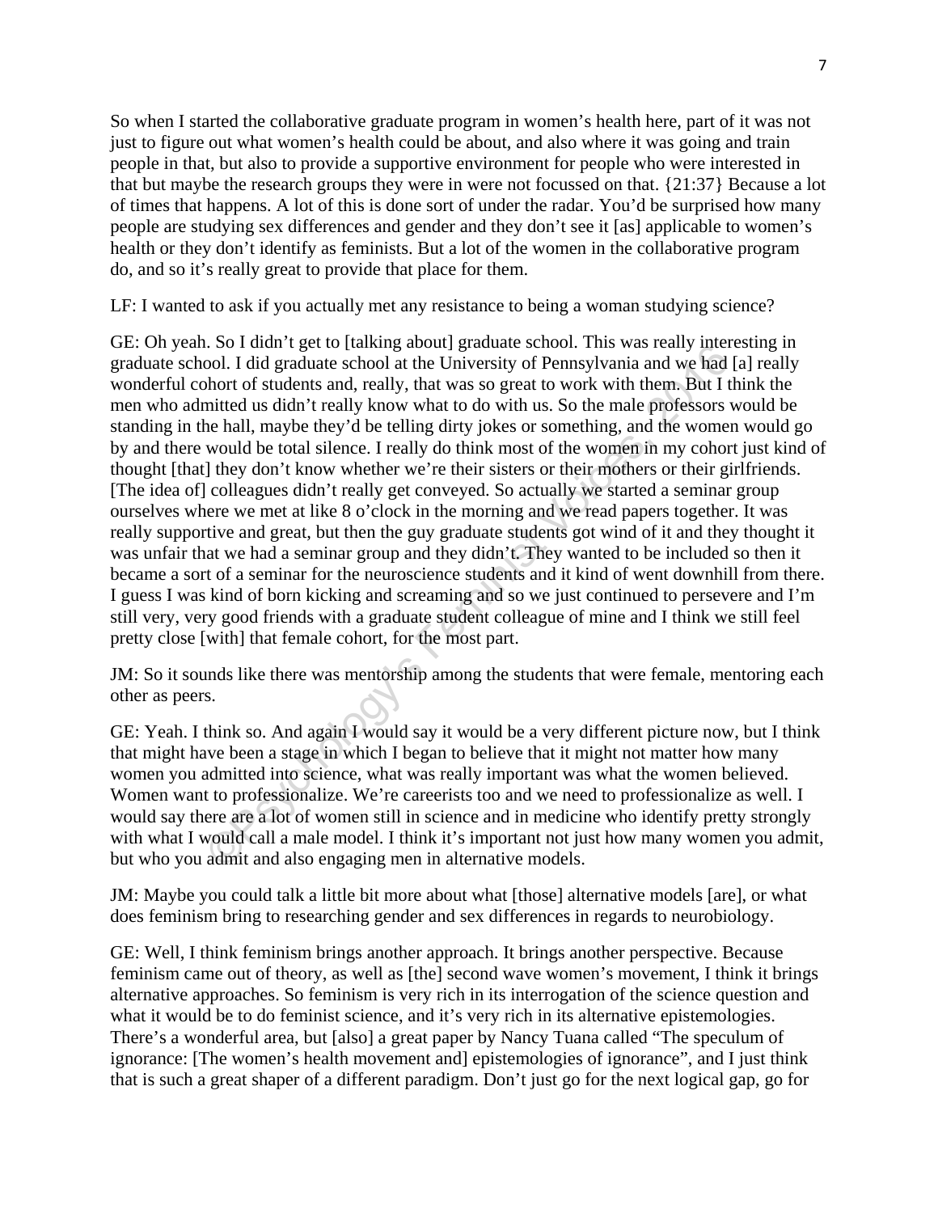So when I started the collaborative graduate program in women's health here, part of it was not just to figure out what women's health could be about, and also where it was going and train people in that, but also to provide a supportive environment for people who were interested in that but maybe the research groups they were in were not focussed on that. {21:37} Because a lot of times that happens. A lot of this is done sort of under the radar. You'd be surprised how many people are studying sex differences and gender and they don't see it [as] applicable to women's health or they don't identify as feminists. But a lot of the women in the collaborative program do, and so it's really great to provide that place for them.

LF: I wanted to ask if you actually met any resistance to being a woman studying science?

GE: Oh yeah. So I didn't get to [talking about] graduate school. This was really interesting in graduate school. I did graduate school at the University of Pennsylvania and we had [a] really wonderful cohort of students and, really, that was so great to work with them. But I think the men who admitted us didn't really know what to do with us. So the male professors would be standing in the hall, maybe they'd be telling dirty jokes or something, and the women would go by and there would be total silence. I really do think most of the women in my cohort just kind of thought [that] they don't know whether we're their sisters or their mothers or their girlfriends. [The idea of] colleagues didn't really get conveyed. So actually we started a seminar group ourselves where we met at like 8 o'clock in the morning and we read papers together. It was really supportive and great, but then the guy graduate students got wind of it and they thought it was unfair that we had a seminar group and they didn't. They wanted to be included so then it became a sort of a seminar for the neuroscience students and it kind of went downhill from there. I guess I was kind of born kicking and screaming and so we just continued to persevere and I'm still very, very good friends with a graduate student colleague of mine and I think we still feel pretty close [with] that female cohort, for the most part.

JM: So it sounds like there was mentorship among the students that were female, mentoring each other as peers.

GE: Yeah. I think so. And again I would say it would be a very different picture now, but I think that might have been a stage in which I began to believe that it might not matter how many women you admitted into science, what was really important was what the women believed. Women want to professionalize. We're careerists too and we need to professionalize as well. I would say there are a lot of women still in science and in medicine who identify pretty strongly with what I would call a male model. I think it's important not just how many women you admit, but who you admit and also engaging men in alternative models.

JM: Maybe you could talk a little bit more about what [those] alternative models [are], or what does feminism bring to researching gender and sex differences in regards to neurobiology.

GE: Well, I think feminism brings another approach. It brings another perspective. Because feminism came out of theory, as well as [the] second wave women's movement, I think it brings alternative approaches. So feminism is very rich in its interrogation of the science question and what it would be to do feminist science, and it's very rich in its alternative epistemologies. There's a wonderful area, but [also] a great paper by Nancy Tuana called "The speculum of ignorance: [The women's health movement and] epistemologies of ignorance", and I just think that is such a great shaper of a different paradigm. Don't just go for the next logical gap, go for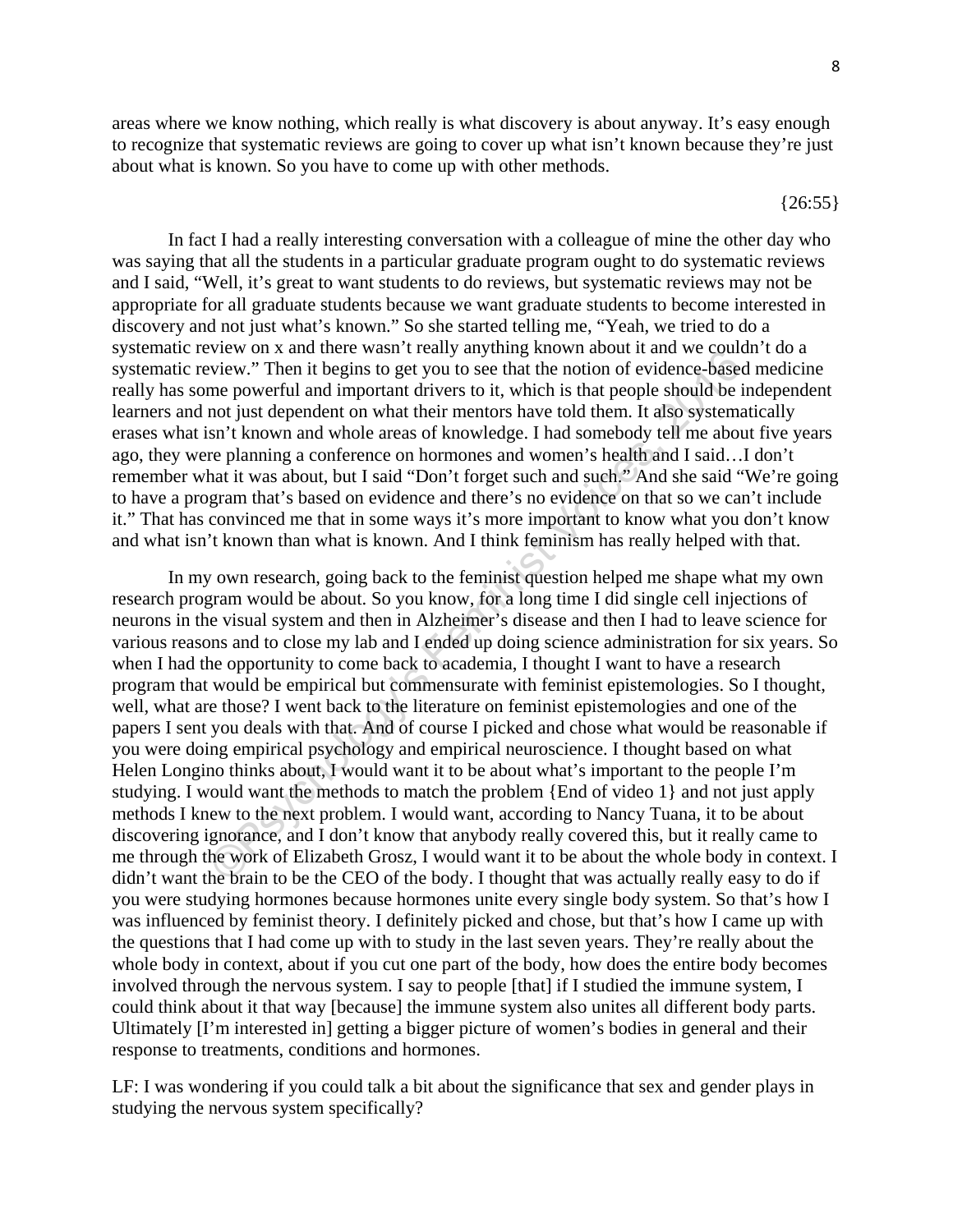areas where we know nothing, which really is what discovery is about anyway. It's easy enough to recognize that systematic reviews are going to cover up what isn't known because they're just about what is known. So you have to come up with other methods.

{26:55}

In fact I had a really interesting conversation with a colleague of mine the other day who was saying that all the students in a particular graduate program ought to do systematic reviews and I said, "Well, it's great to want students to do reviews, but systematic reviews may not be appropriate for all graduate students because we want graduate students to become interested in discovery and not just what's known." So she started telling me, "Yeah, we tried to do a systematic review on x and there wasn't really anything known about it and we couldn't do a systematic review." Then it begins to get you to see that the notion of evidence-based medicine really has some powerful and important drivers to it, which is that people should be independent learners and not just dependent on what their mentors have told them. It also systematically erases what isn't known and whole areas of knowledge. I had somebody tell me about five years ago, they were planning a conference on hormones and women's health and I said…I don't remember what it was about, but I said "Don't forget such and such." And she said "We're going to have a program that's based on evidence and there's no evidence on that so we can't include it." That has convinced me that in some ways it's more important to know what you don't know and what isn't known than what is known. And I think feminism has really helped with that.

In my own research, going back to the feminist question helped me shape what my own research program would be about. So you know, for a long time I did single cell injections of neurons in the visual system and then in Alzheimer's disease and then I had to leave science for various reasons and to close my lab and I ended up doing science administration for six years. So when I had the opportunity to come back to academia, I thought I want to have a research program that would be empirical but commensurate with feminist epistemologies. So I thought, well, what are those? I went back to the literature on feminist epistemologies and one of the papers I sent you deals with that. And of course I picked and chose what would be reasonable if you were doing empirical psychology and empirical neuroscience. I thought based on what Helen Longino thinks about, I would want it to be about what's important to the people I'm studying. I would want the methods to match the problem {End of video 1} and not just apply methods I knew to the next problem. I would want, according to Nancy Tuana, it to be about discovering ignorance, and I don't know that anybody really covered this, but it really came to me through the work of Elizabeth Grosz, I would want it to be about the whole body in context. I didn't want the brain to be the CEO of the body. I thought that was actually really easy to do if you were studying hormones because hormones unite every single body system. So that's how I was influenced by feminist theory. I definitely picked and chose, but that's how I came up with the questions that I had come up with to study in the last seven years. They're really about the whole body in context, about if you cut one part of the body, how does the entire body becomes involved through the nervous system. I say to people [that] if I studied the immune system, I could think about it that way [because] the immune system also unites all different body parts. Ultimately [I'm interested in] getting a bigger picture of women's bodies in general and their response to treatments, conditions and hormones.

LF: I was wondering if you could talk a bit about the significance that sex and gender plays in studying the nervous system specifically?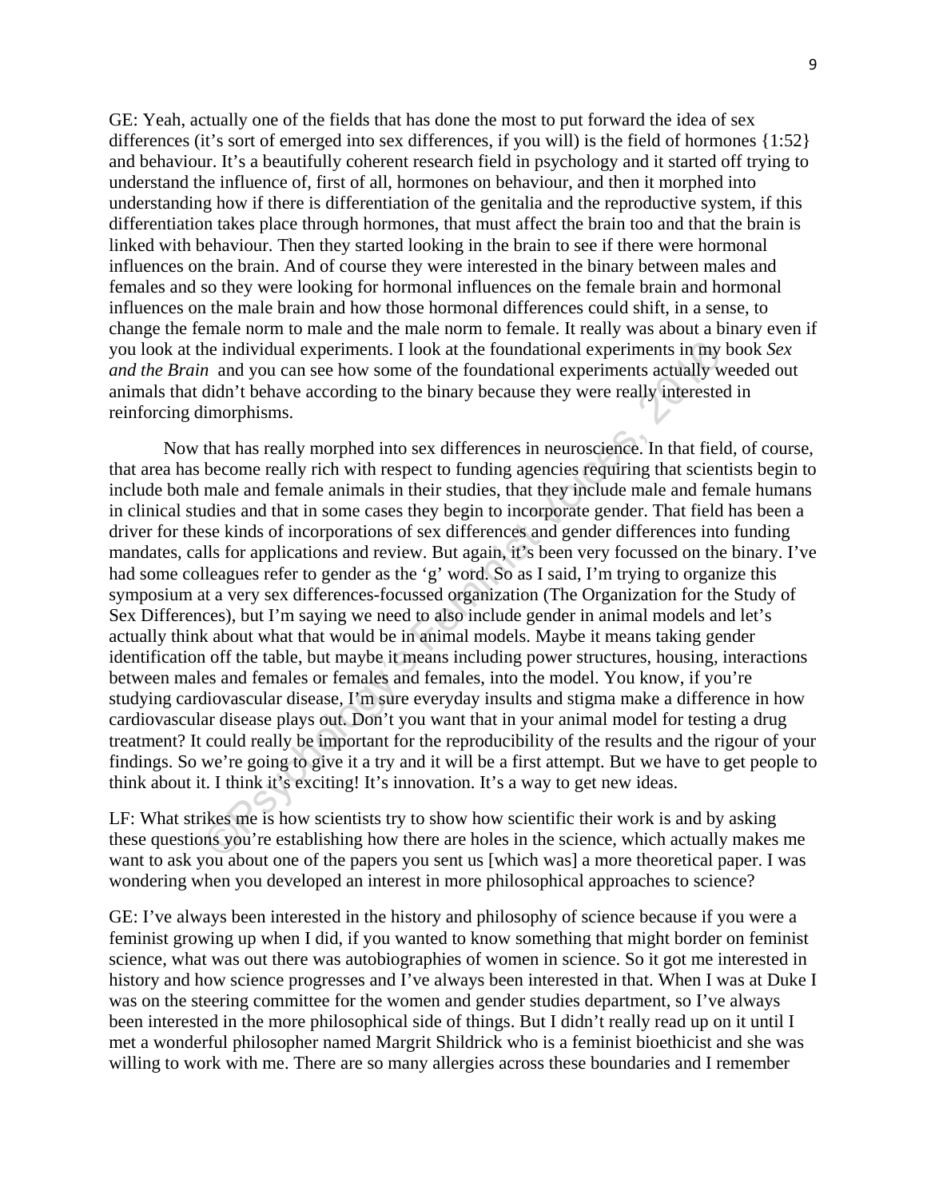GE: Yeah, actually one of the fields that has done the most to put forward the idea of sex differences (it's sort of emerged into sex differences, if you will) is the field of hormones {1:52} and behaviour. It's a beautifully coherent research field in psychology and it started off trying to understand the influence of, first of all, hormones on behaviour, and then it morphed into understanding how if there is differentiation of the genitalia and the reproductive system, if this differentiation takes place through hormones, that must affect the brain too and that the brain is linked with behaviour. Then they started looking in the brain to see if there were hormonal influences on the brain. And of course they were interested in the binary between males and females and so they were looking for hormonal influences on the female brain and hormonal influences on the male brain and how those hormonal differences could shift, in a sense, to change the female norm to male and the male norm to female. It really was about a binary even if you look at the individual experiments. I look at the foundational experiments in my book *Sex and the Brain* and you can see how some of the foundational experiments actually weeded out animals that didn't behave according to the binary because they were really interested in reinforcing dimorphisms.

Now that has really morphed into sex differences in neuroscience. In that field, of course, that area has become really rich with respect to funding agencies requiring that scientists begin to include both male and female animals in their studies, that they include male and female humans in clinical studies and that in some cases they begin to incorporate gender. That field has been a driver for these kinds of incorporations of sex differences and gender differences into funding mandates, calls for applications and review. But again, it's been very focussed on the binary. I've had some colleagues refer to gender as the 'g' word. So as I said, I'm trying to organize this symposium at a very sex differences-focussed organization (The Organization for the Study of Sex Differences), but I'm saying we need to also include gender in animal models and let's actually think about what that would be in animal models. Maybe it means taking gender identification off the table, but maybe it means including power structures, housing, interactions between males and females or females and females, into the model. You know, if you're studying cardiovascular disease, I'm sure everyday insults and stigma make a difference in how cardiovascular disease plays out. Don't you want that in your animal model for testing a drug treatment? It could really be important for the reproducibility of the results and the rigour of your findings. So we're going to give it a try and it will be a first attempt. But we have to get people to think about it. I think it's exciting! It's innovation. It's a way to get new ideas.

LF: What strikes me is how scientists try to show how scientific their work is and by asking these questions you're establishing how there are holes in the science, which actually makes me want to ask you about one of the papers you sent us [which was] a more theoretical paper. I was wondering when you developed an interest in more philosophical approaches to science?

GE: I've always been interested in the history and philosophy of science because if you were a feminist growing up when I did, if you wanted to know something that might border on feminist science, what was out there was autobiographies of women in science. So it got me interested in history and how science progresses and I've always been interested in that. When I was at Duke I was on the steering committee for the women and gender studies department, so I've always been interested in the more philosophical side of things. But I didn't really read up on it until I met a wonderful philosopher named Margrit Shildrick who is a feminist bioethicist and she was willing to work with me. There are so many allergies across these boundaries and I remember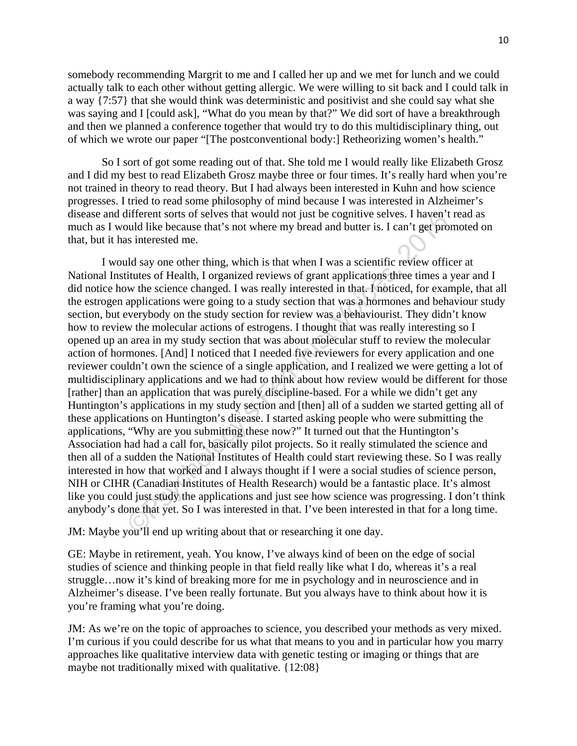somebody recommending Margrit to me and I called her up and we met for lunch and we could actually talk to each other without getting allergic. We were willing to sit back and I could talk in a way {7:57} that she would think was deterministic and positivist and she could say what she was saying and I [could ask], "What do you mean by that?" We did sort of have a breakthrough and then we planned a conference together that would try to do this multidisciplinary thing, out of which we wrote our paper "[The postconventional body:] Retheorizing women's health."

So I sort of got some reading out of that. She told me I would really like Elizabeth Grosz and I did my best to read Elizabeth Grosz maybe three or four times. It's really hard when you're not trained in theory to read theory. But I had always been interested in Kuhn and how science progresses. I tried to read some philosophy of mind because I was interested in Alzheimer's disease and different sorts of selves that would not just be cognitive selves. I haven't read as much as I would like because that's not where my bread and butter is. I can't get promoted on that, but it has interested me.

I would say one other thing, which is that when I was a scientific review officer at National Institutes of Health, I organized reviews of grant applications three times a year and I did notice how the science changed. I was really interested in that. I noticed, for example, that all the estrogen applications were going to a study section that was a hormones and behaviour study section, but everybody on the study section for review was a behaviourist. They didn't know how to review the molecular actions of estrogens. I thought that was really interesting so I opened up an area in my study section that was about molecular stuff to review the molecular action of hormones. [And] I noticed that I needed five reviewers for every application and one reviewer couldn't own the science of a single application, and I realized we were getting a lot of multidisciplinary applications and we had to think about how review would be different for those [rather] than an application that was purely discipline-based. For a while we didn't get any Huntington's applications in my study section and [then] all of a sudden we started getting all of these applications on Huntington's disease. I started asking people who were submitting the applications, "Why are you submitting these now?" It turned out that the Huntington's Association had had a call for, basically pilot projects. So it really stimulated the science and then all of a sudden the National Institutes of Health could start reviewing these. So I was really interested in how that worked and I always thought if I were a social studies of science person, NIH or CIHR (Canadian Institutes of Health Research) would be a fantastic place. It's almost like you could just study the applications and just see how science was progressing. I don't think anybody's done that yet. So I was interested in that. I've been interested in that for a long time.

JM: Maybe you'll end up writing about that or researching it one day.

GE: Maybe in retirement, yeah. You know, I've always kind of been on the edge of social studies of science and thinking people in that field really like what I do, whereas it's a real struggle…now it's kind of breaking more for me in psychology and in neuroscience and in Alzheimer's disease. I've been really fortunate. But you always have to think about how it is you're framing what you're doing.

JM: As we're on the topic of approaches to science, you described your methods as very mixed. I'm curious if you could describe for us what that means to you and in particular how you marry approaches like qualitative interview data with genetic testing or imaging or things that are maybe not traditionally mixed with qualitative. {12:08}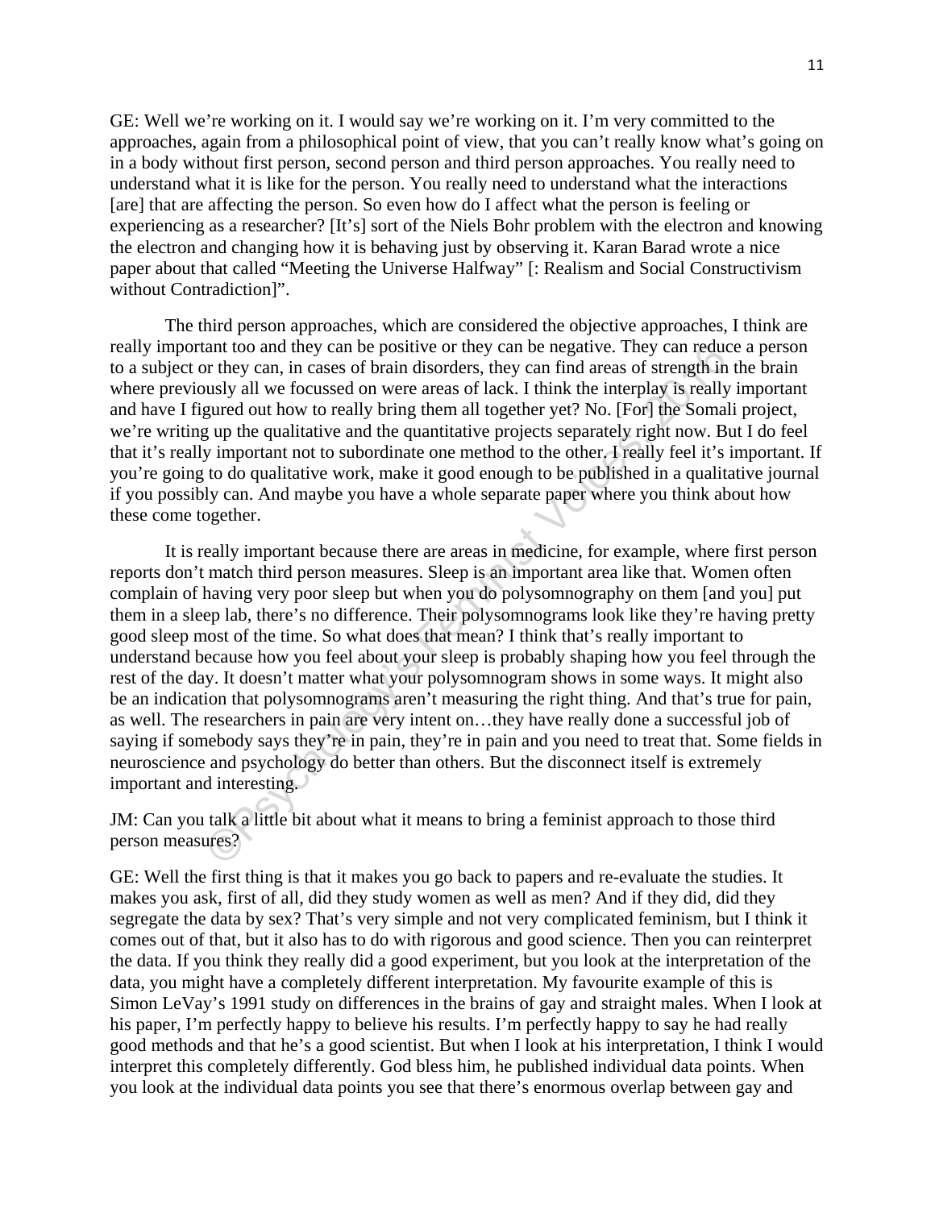GE: Well we're working on it. I would say we're working on it. I'm very committed to the approaches, again from a philosophical point of view, that you can't really know what's going on in a body without first person, second person and third person approaches. You really need to understand what it is like for the person. You really need to understand what the interactions [are] that are affecting the person. So even how do I affect what the person is feeling or experiencing as a researcher? [It's] sort of the Niels Bohr problem with the electron and knowing the electron and changing how it is behaving just by observing it. Karan Barad wrote a nice paper about that called "Meeting the Universe Halfway" [: Realism and Social Constructivism without Contradiction]".

The third person approaches, which are considered the objective approaches, I think are really important too and they can be positive or they can be negative. They can reduce a person to a subject or they can, in cases of brain disorders, they can find areas of strength in the brain where previously all we focussed on were areas of lack. I think the interplay is really important and have I figured out how to really bring them all together yet? No. [For] the Somali project, we're writing up the qualitative and the quantitative projects separately right now. But I do feel that it's really important not to subordinate one method to the other. I really feel it's important. If you're going to do qualitative work, make it good enough to be published in a qualitative journal if you possibly can. And maybe you have a whole separate paper where you think about how these come together.

It is really important because there are areas in medicine, for example, where first person reports don't match third person measures. Sleep is an important area like that. Women often complain of having very poor sleep but when you do polysomnography on them [and you] put them in a sleep lab, there's no difference. Their polysomnograms look like they're having pretty good sleep most of the time. So what does that mean? I think that's really important to understand because how you feel about your sleep is probably shaping how you feel through the rest of the day. It doesn't matter what your polysomnogram shows in some ways. It might also be an indication that polysomnograms aren't measuring the right thing. And that's true for pain, as well. The researchers in pain are very intent on…they have really done a successful job of saying if somebody says they're in pain, they're in pain and you need to treat that. Some fields in neuroscience and psychology do better than others. But the disconnect itself is extremely important and interesting.

JM: Can you talk a little bit about what it means to bring a feminist approach to those third person measures?

GE: Well the first thing is that it makes you go back to papers and re-evaluate the studies. It makes you ask, first of all, did they study women as well as men? And if they did, did they segregate the data by sex? That's very simple and not very complicated feminism, but I think it comes out of that, but it also has to do with rigorous and good science. Then you can reinterpret the data. If you think they really did a good experiment, but you look at the interpretation of the data, you might have a completely different interpretation. My favourite example of this is Simon LeVay's 1991 study on differences in the brains of gay and straight males. When I look at his paper, I'm perfectly happy to believe his results. I'm perfectly happy to say he had really good methods and that he's a good scientist. But when I look at his interpretation, I think I would interpret this completely differently. God bless him, he published individual data points. When you look at the individual data points you see that there's enormous overlap between gay and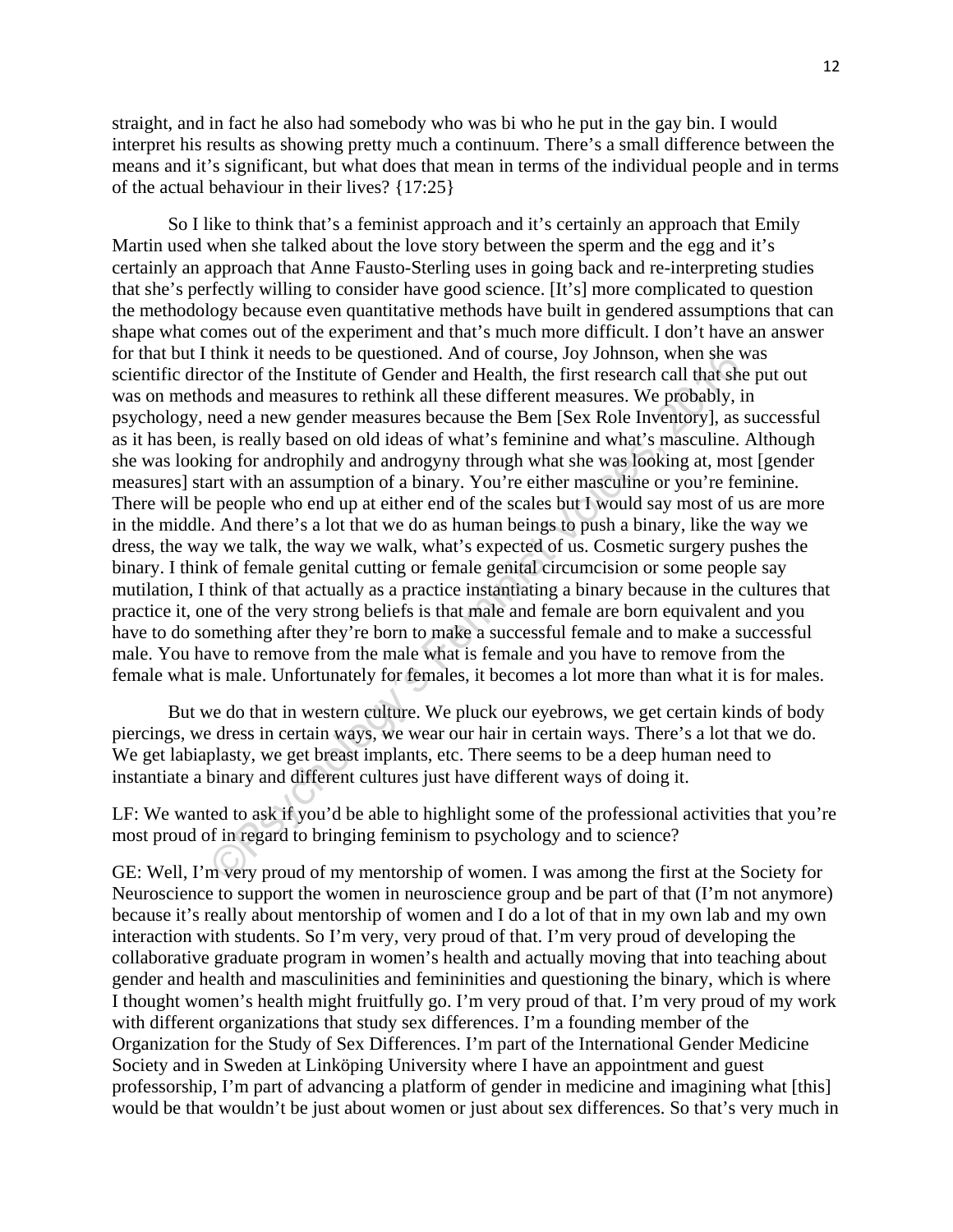straight, and in fact he also had somebody who was bi who he put in the gay bin. I would interpret his results as showing pretty much a continuum. There's a small difference between the means and it's significant, but what does that mean in terms of the individual people and in terms of the actual behaviour in their lives? {17:25}

So I like to think that's a feminist approach and it's certainly an approach that Emily Martin used when she talked about the love story between the sperm and the egg and it's certainly an approach that Anne Fausto-Sterling uses in going back and re-interpreting studies that she's perfectly willing to consider have good science. [It's] more complicated to question the methodology because even quantitative methods have built in gendered assumptions that can shape what comes out of the experiment and that's much more difficult. I don't have an answer for that but I think it needs to be questioned. And of course, Joy Johnson, when she was scientific director of the Institute of Gender and Health, the first research call that she put out was on methods and measures to rethink all these different measures. We probably, in psychology, need a new gender measures because the Bem [Sex Role Inventory], as successful as it has been, is really based on old ideas of what's feminine and what's masculine. Although she was looking for androphily and androgyny through what she was looking at, most [gender measures] start with an assumption of a binary. You're either masculine or you're feminine. There will be people who end up at either end of the scales but I would say most of us are more in the middle. And there's a lot that we do as human beings to push a binary, like the way we dress, the way we talk, the way we walk, what's expected of us. Cosmetic surgery pushes the binary. I think of female genital cutting or female genital circumcision or some people say mutilation, I think of that actually as a practice instantiating a binary because in the cultures that practice it, one of the very strong beliefs is that male and female are born equivalent and you have to do something after they're born to make a successful female and to make a successful male. You have to remove from the male what is female and you have to remove from the female what is male. Unfortunately for females, it becomes a lot more than what it is for males.

But we do that in western culture. We pluck our eyebrows, we get certain kinds of body piercings, we dress in certain ways, we wear our hair in certain ways. There's a lot that we do. We get labiaplasty, we get breast implants, etc. There seems to be a deep human need to instantiate a binary and different cultures just have different ways of doing it.

LF: We wanted to ask if you'd be able to highlight some of the professional activities that you're most proud of in regard to bringing feminism to psychology and to science?

GE: Well, I'm very proud of my mentorship of women. I was among the first at the Society for Neuroscience to support the women in neuroscience group and be part of that (I'm not anymore) because it's really about mentorship of women and I do a lot of that in my own lab and my own interaction with students. So I'm very, very proud of that. I'm very proud of developing the collaborative graduate program in women's health and actually moving that into teaching about gender and health and masculinities and femininities and questioning the binary, which is where I thought women's health might fruitfully go. I'm very proud of that. I'm very proud of my work with different organizations that study sex differences. I'm a founding member of the Organization for the Study of Sex Differences. I'm part of the International Gender Medicine Society and in Sweden at Linköping University where I have an appointment and guest professorship, I'm part of advancing a platform of gender in medicine and imagining what [this] would be that wouldn't be just about women or just about sex differences. So that's very much in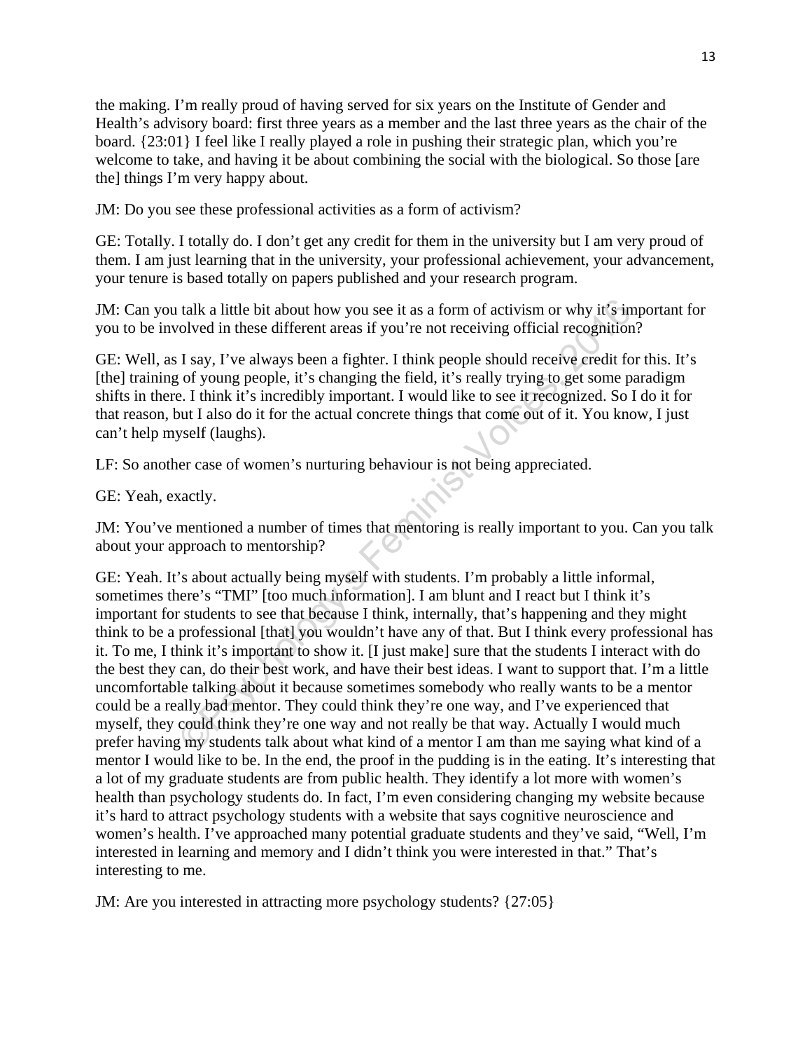the making. I'm really proud of having served for six years on the Institute of Gender and Health's advisory board: first three years as a member and the last three years as the chair of the board. {23:01} I feel like I really played a role in pushing their strategic plan, which you're welcome to take, and having it be about combining the social with the biological. So those [are the] things I'm very happy about.

JM: Do you see these professional activities as a form of activism?

GE: Totally. I totally do. I don't get any credit for them in the university but I am very proud of them. I am just learning that in the university, your professional achievement, your advancement, your tenure is based totally on papers published and your research program.

JM: Can you talk a little bit about how you see it as a form of activism or why it's important for you to be involved in these different areas if you're not receiving official recognition?

GE: Well, as I say, I've always been a fighter. I think people should receive credit for this. It's [the] training of young people, it's changing the field, it's really trying to get some paradigm shifts in there. I think it's incredibly important. I would like to see it recognized. So I do it for that reason, but I also do it for the actual concrete things that come out of it. You know, I just can't help myself (laughs).

LF: So another case of women's nurturing behaviour is not being appreciated.

GE: Yeah, exactly.

JM: You've mentioned a number of times that mentoring is really important to you. Can you talk about your approach to mentorship?

GE: Yeah. It's about actually being myself with students. I'm probably a little informal, sometimes there's "TMI" [too much information]. I am blunt and I react but I think it's important for students to see that because I think, internally, that's happening and they might think to be a professional [that] you wouldn't have any of that. But I think every professional has it. To me, I think it's important to show it. [I just make] sure that the students I interact with do the best they can, do their best work, and have their best ideas. I want to support that. I'm a little uncomfortable talking about it because sometimes somebody who really wants to be a mentor could be a really bad mentor. They could think they're one way, and I've experienced that myself, they could think they're one way and not really be that way. Actually I would much prefer having my students talk about what kind of a mentor I am than me saying what kind of a mentor I would like to be. In the end, the proof in the pudding is in the eating. It's interesting that a lot of my graduate students are from public health. They identify a lot more with women's health than psychology students do. In fact, I'm even considering changing my website because it's hard to attract psychology students with a website that says cognitive neuroscience and women's health. I've approached many potential graduate students and they've said, "Well, I'm interested in learning and memory and I didn't think you were interested in that." That's interesting to me.

JM: Are you interested in attracting more psychology students? {27:05}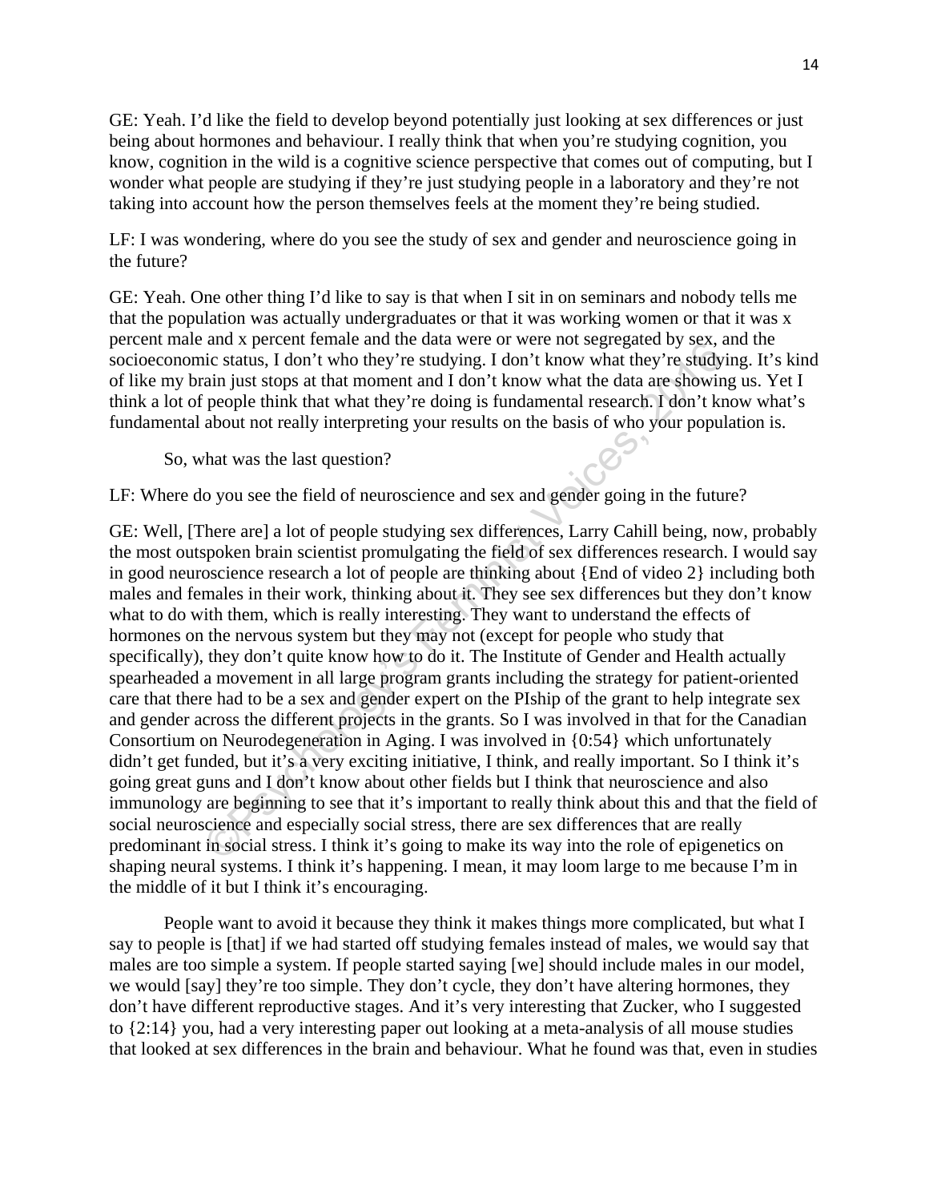GE: Yeah. I'd like the field to develop beyond potentially just looking at sex differences or just being about hormones and behaviour. I really think that when you're studying cognition, you know, cognition in the wild is a cognitive science perspective that comes out of computing, but I wonder what people are studying if they're just studying people in a laboratory and they're not taking into account how the person themselves feels at the moment they're being studied.

LF: I was wondering, where do you see the study of sex and gender and neuroscience going in the future?

GE: Yeah. One other thing I'd like to say is that when I sit in on seminars and nobody tells me that the population was actually undergraduates or that it was working women or that it was x percent male and x percent female and the data were or were not segregated by sex, and the socioeconomic status, I don't who they're studying. I don't know what they're studying. It's kind of like my brain just stops at that moment and I don't know what the data are showing us. Yet I think a lot of people think that what they're doing is fundamental research. I don't know what's fundamental about not really interpreting your results on the basis of who your population is.

So, what was the last question?

LF: Where do you see the field of neuroscience and sex and gender going in the future?

GE: Well, [There are] a lot of people studying sex differences, Larry Cahill being, now, probably the most outspoken brain scientist promulgating the field of sex differences research. I would say in good neuroscience research a lot of people are thinking about {End of video 2} including both males and females in their work, thinking about it. They see sex differences but they don't know what to do with them, which is really interesting. They want to understand the effects of hormones on the nervous system but they may not (except for people who study that specifically), they don't quite know how to do it. The Institute of Gender and Health actually spearheaded a movement in all large program grants including the strategy for patient-oriented care that there had to be a sex and gender expert on the PIship of the grant to help integrate sex and gender across the different projects in the grants. So I was involved in that for the Canadian Consortium on Neurodegeneration in Aging. I was involved in {0:54} which unfortunately didn't get funded, but it's a very exciting initiative, I think, and really important. So I think it's going great guns and I don't know about other fields but I think that neuroscience and also immunology are beginning to see that it's important to really think about this and that the field of social neuroscience and especially social stress, there are sex differences that are really predominant in social stress. I think it's going to make its way into the role of epigenetics on shaping neural systems. I think it's happening. I mean, it may loom large to me because I'm in the middle of it but I think it's encouraging.

People want to avoid it because they think it makes things more complicated, but what I say to people is [that] if we had started off studying females instead of males, we would say that males are too simple a system. If people started saying [we] should include males in our model, we would [say] they're too simple. They don't cycle, they don't have altering hormones, they don't have different reproductive stages. And it's very interesting that Zucker, who I suggested to {2:14} you, had a very interesting paper out looking at a meta-analysis of all mouse studies that looked at sex differences in the brain and behaviour. What he found was that, even in studies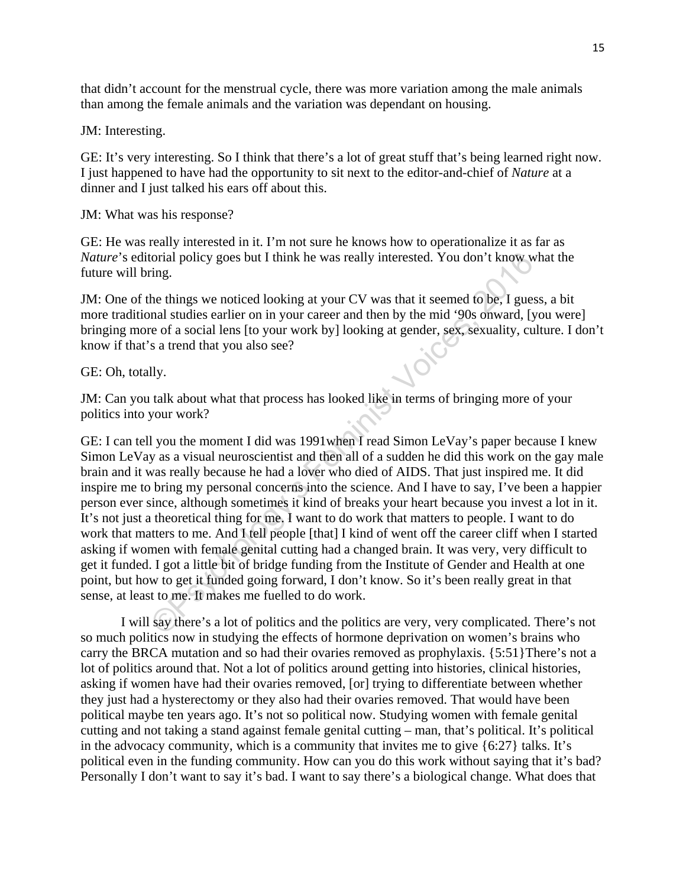that didn't account for the menstrual cycle, there was more variation among the male animals than among the female animals and the variation was dependant on housing.

JM: Interesting.

GE: It's very interesting. So I think that there's a lot of great stuff that's being learned right now. I just happened to have had the opportunity to sit next to the editor-and-chief of *Nature* at a dinner and I just talked his ears off about this.

JM: What was his response?

GE: He was really interested in it. I'm not sure he knows how to operationalize it as far as *Nature*'s editorial policy goes but I think he was really interested. You don't know what the future will bring.

JM: One of the things we noticed looking at your CV was that it seemed to be, I guess, a bit more traditional studies earlier on in your career and then by the mid '90s onward, [you were] bringing more of a social lens [to your work by] looking at gender, sex, sexuality, culture. I don't know if that's a trend that you also see?

GE: Oh, totally.

JM: Can you talk about what that process has looked like in terms of bringing more of your politics into your work?

GE: I can tell you the moment I did was 1991when I read Simon LeVay's paper because I knew Simon LeVay as a visual neuroscientist and then all of a sudden he did this work on the gay male brain and it was really because he had a lover who died of AIDS. That just inspired me. It did inspire me to bring my personal concerns into the science. And I have to say, I've been a happier person ever since, although sometimes it kind of breaks your heart because you invest a lot in it. It's not just a theoretical thing for me. I want to do work that matters to people. I want to do work that matters to me. And I tell people [that] I kind of went off the career cliff when I started asking if women with female genital cutting had a changed brain. It was very, very difficult to get it funded. I got a little bit of bridge funding from the Institute of Gender and Health at one point, but how to get it funded going forward, I don't know. So it's been really great in that sense, at least to me. It makes me fuelled to do work.

I will say there's a lot of politics and the politics are very, very complicated. There's not so much politics now in studying the effects of hormone deprivation on women's brains who carry the BRCA mutation and so had their ovaries removed as prophylaxis. {5:51}There's not a lot of politics around that. Not a lot of politics around getting into histories, clinical histories, asking if women have had their ovaries removed, [or] trying to differentiate between whether they just had a hysterectomy or they also had their ovaries removed. That would have been political maybe ten years ago. It's not so political now. Studying women with female genital cutting and not taking a stand against female genital cutting – man, that's political. It's political in the advocacy community, which is a community that invites me to give {6:27} talks. It's political even in the funding community. How can you do this work without saying that it's bad? Personally I don't want to say it's bad. I want to say there's a biological change. What does that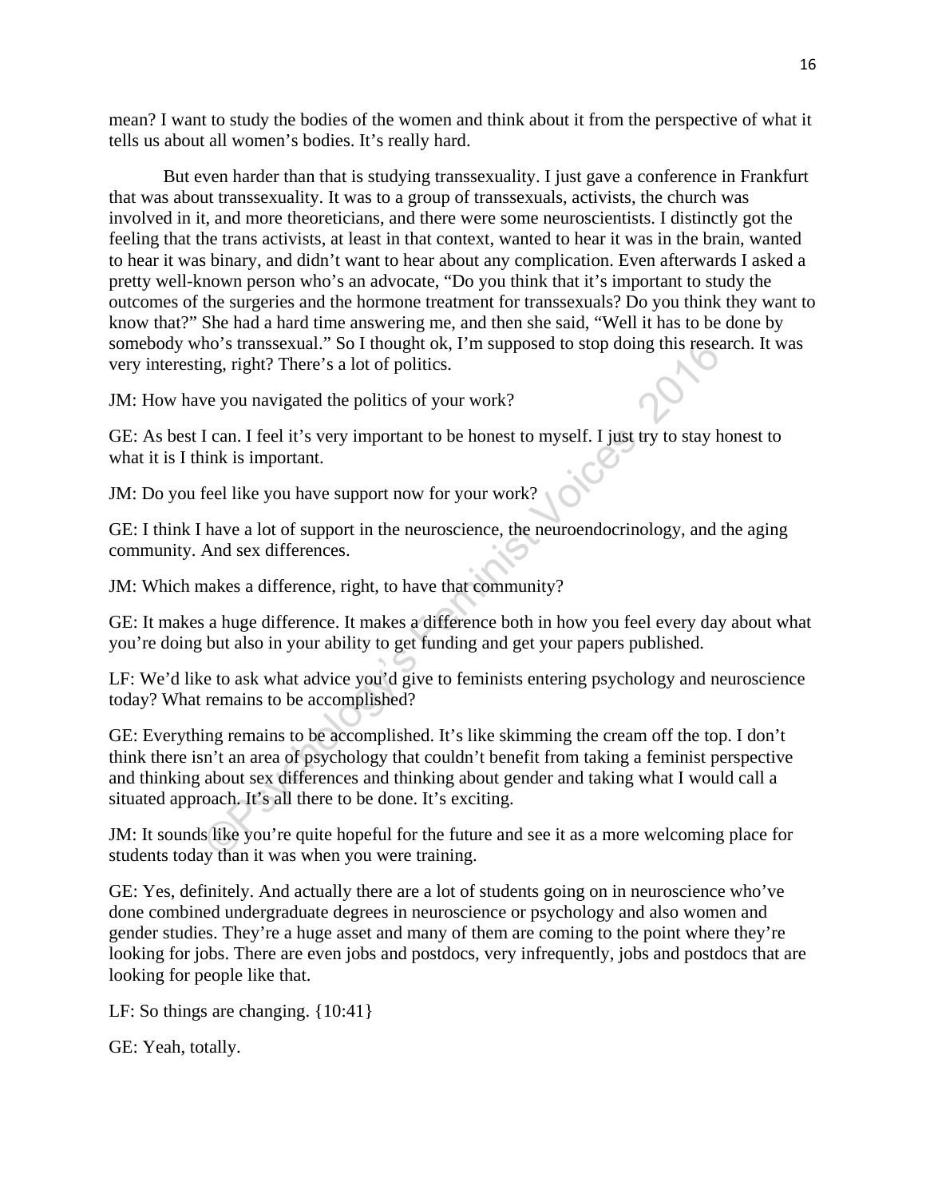mean? I want to study the bodies of the women and think about it from the perspective of what it tells us about all women's bodies. It's really hard.

But even harder than that is studying transsexuality. I just gave a conference in Frankfurt that was about transsexuality. It was to a group of transsexuals, activists, the church was involved in it, and more theoreticians, and there were some neuroscientists. I distinctly got the feeling that the trans activists, at least in that context, wanted to hear it was in the brain, wanted to hear it was binary, and didn't want to hear about any complication. Even afterwards I asked a pretty well-known person who's an advocate, "Do you think that it's important to study the outcomes of the surgeries and the hormone treatment for transsexuals? Do you think they want to know that?" She had a hard time answering me, and then she said, "Well it has to be done by somebody who's transsexual." So I thought ok, I'm supposed to stop doing this research. It was very interesting, right? There's a lot of politics.

JM: How have you navigated the politics of your work?

GE: As best I can. I feel it's very important to be honest to myself. I just try to stay honest to what it is I think is important.

JM: Do you feel like you have support now for your work?

GE: I think I have a lot of support in the neuroscience, the neuroendocrinology, and the aging community. And sex differences.

JM: Which makes a difference, right, to have that community?

GE: It makes a huge difference. It makes a difference both in how you feel every day about what you're doing but also in your ability to get funding and get your papers published.

LF: We'd like to ask what advice you'd give to feminists entering psychology and neuroscience today? What remains to be accomplished?

GE: Everything remains to be accomplished. It's like skimming the cream off the top. I don't think there isn't an area of psychology that couldn't benefit from taking a feminist perspective and thinking about sex differences and thinking about gender and taking what I would call a situated approach. It's all there to be done. It's exciting.

JM: It sounds like you're quite hopeful for the future and see it as a more welcoming place for students today than it was when you were training.

GE: Yes, definitely. And actually there are a lot of students going on in neuroscience who've done combined undergraduate degrees in neuroscience or psychology and also women and gender studies. They're a huge asset and many of them are coming to the point where they're looking for jobs. There are even jobs and postdocs, very infrequently, jobs and postdocs that are looking for people like that.

LF: So things are changing. {10:41}

GE: Yeah, totally.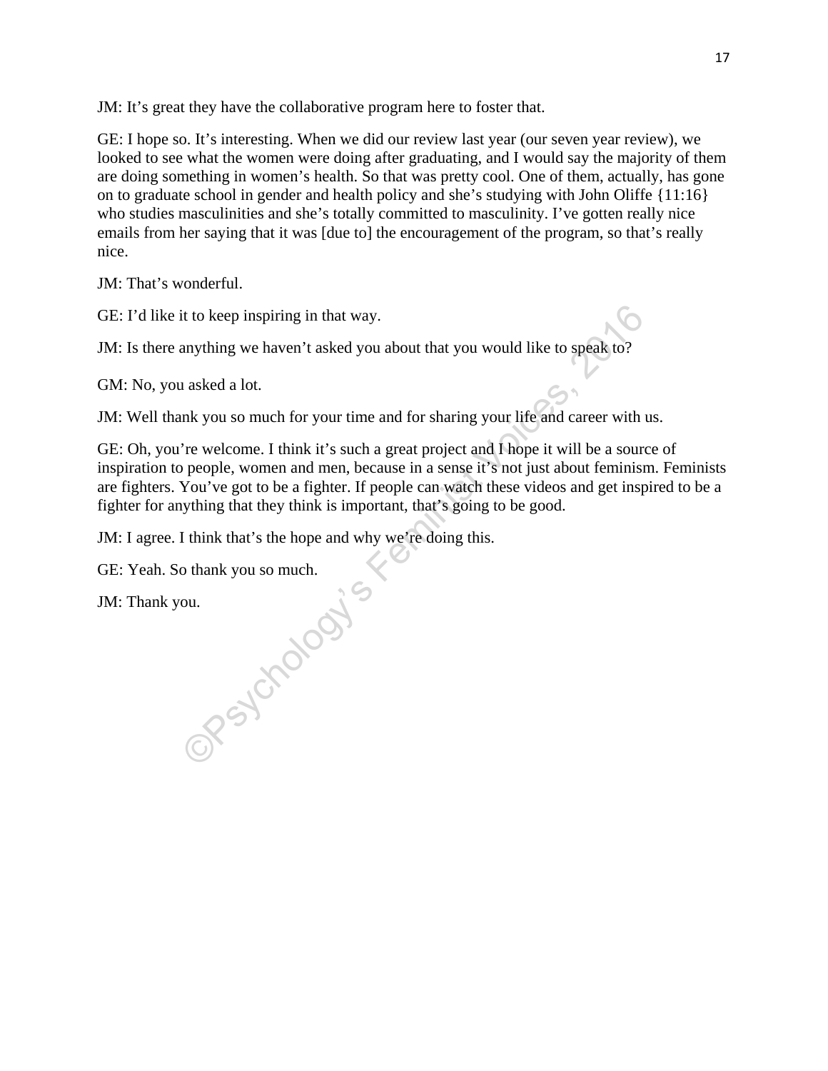JM: It's great they have the collaborative program here to foster that.

GE: I hope so. It's interesting. When we did our review last year (our seven year review), we looked to see what the women were doing after graduating, and I would say the majority of them are doing something in women's health. So that was pretty cool. One of them, actually, has gone on to graduate school in gender and health policy and she's studying with John Oliffe {11:16} who studies masculinities and she's totally committed to masculinity. I've gotten really nice emails from her saying that it was [due to] the encouragement of the program, so that's really nice.

JM: That's wonderful.

GE: I'd like it to keep inspiring in that way.

JM: Is there anything we haven't asked you about that you would like to speak to?

GM: No, you asked a lot.

JM: Well thank you so much for your time and for sharing your life and career with us.

GE: Oh, you're welcome. I think it's such a great project and I hope it will be a source of inspiration to people, women and men, because in a sense it's not just about feminism. Feminists are fighters. You've got to be a fighter. If people can watch these videos and get inspired to be a fighter for anything that they think is important, that's going to be good.

JM: I agree. I think that's the hope and why we're doing this.

GE: Yeah. So thank you so much.

JM: Thank you.